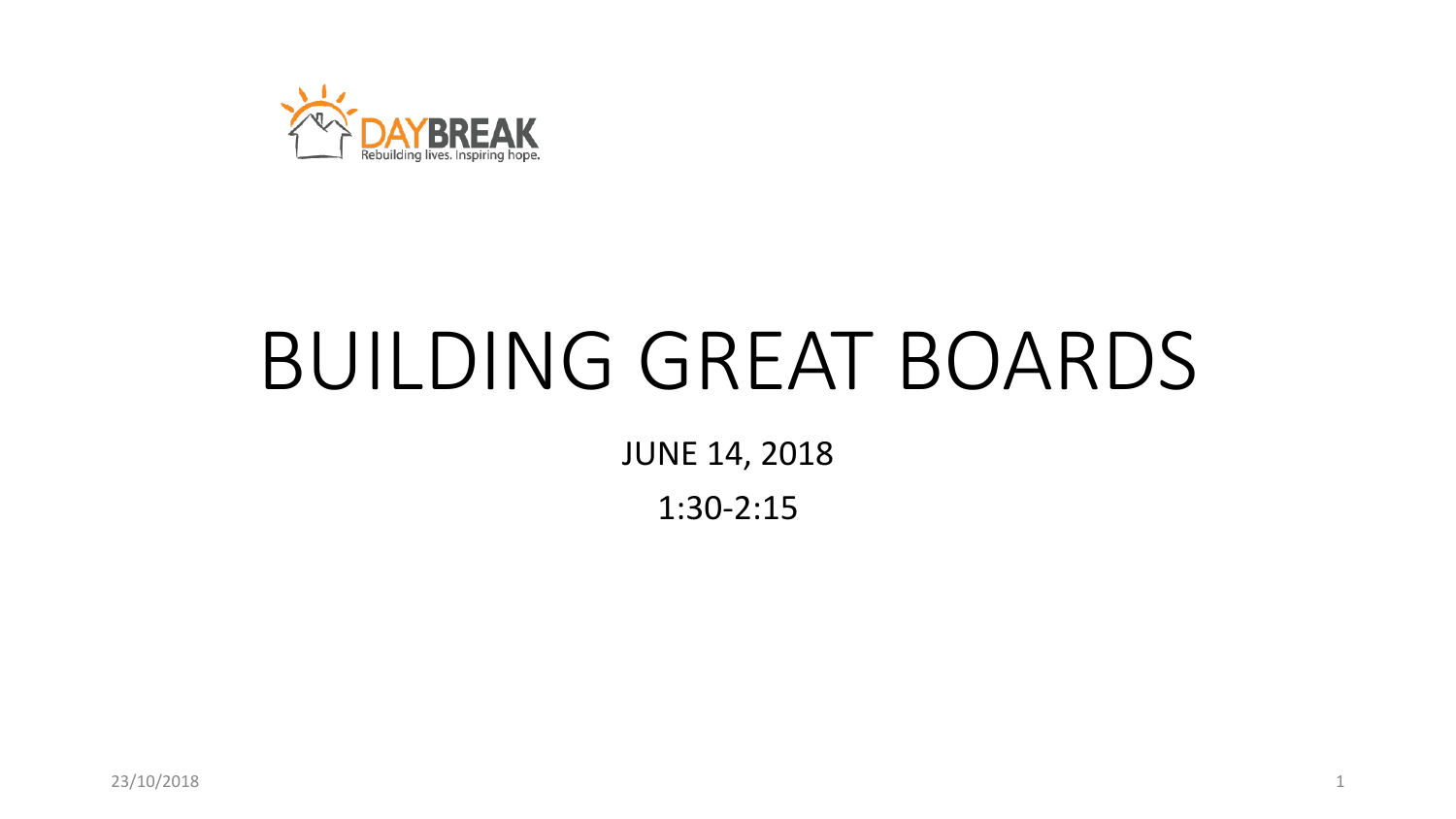DAYBREAK
Rebuilding lives. Inspiring hope.

# BUILDING GREAT BOARDS

JUNE 14, 2018

1:30-2:15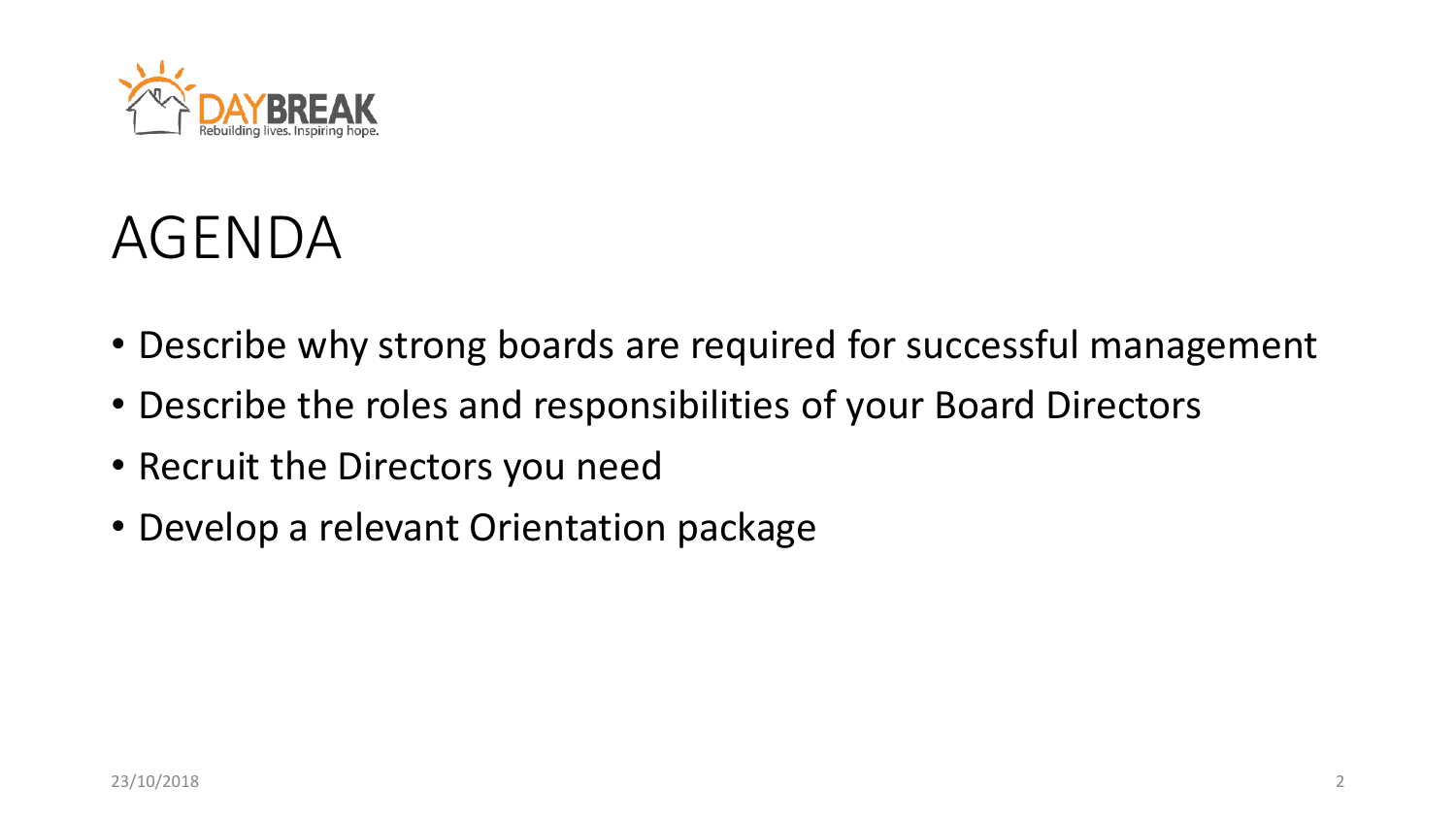# AGENDA

- Describe why strong boards are required for successful management
- Describe the roles and responsibilities of your Board Directors
- Recruit the Directors you need
- Develop a relevant Orientation package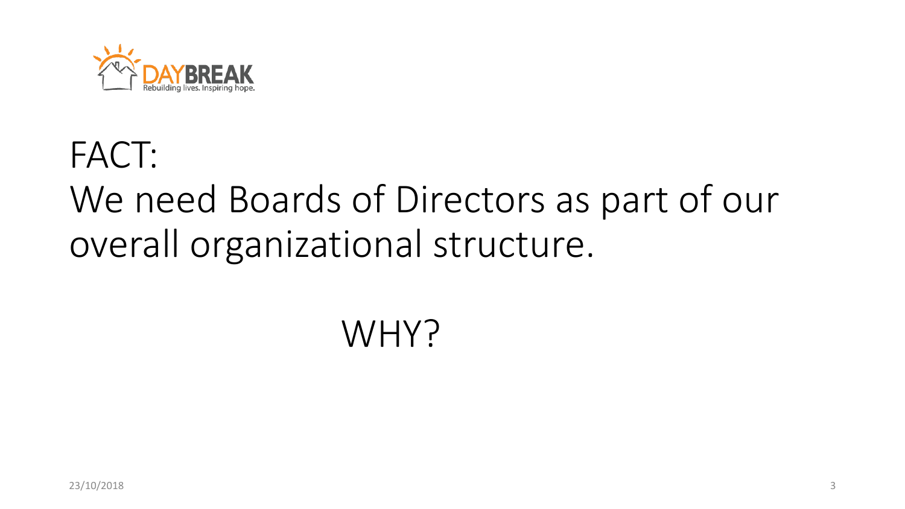# FACT:
# We need Boards of Directors as part of our overall organizational structure.

## WHY?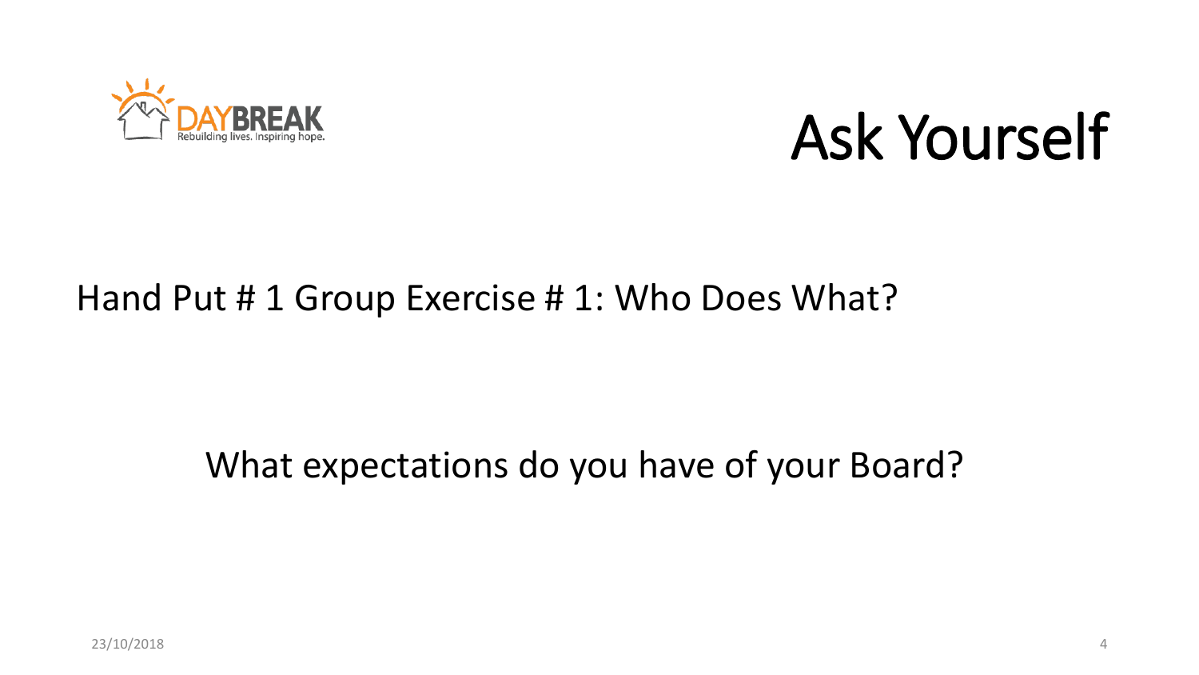# Ask Yourself

Hand Put # 1 Group Exercise # 1: Who Does What?

What expectations do you have of your Board?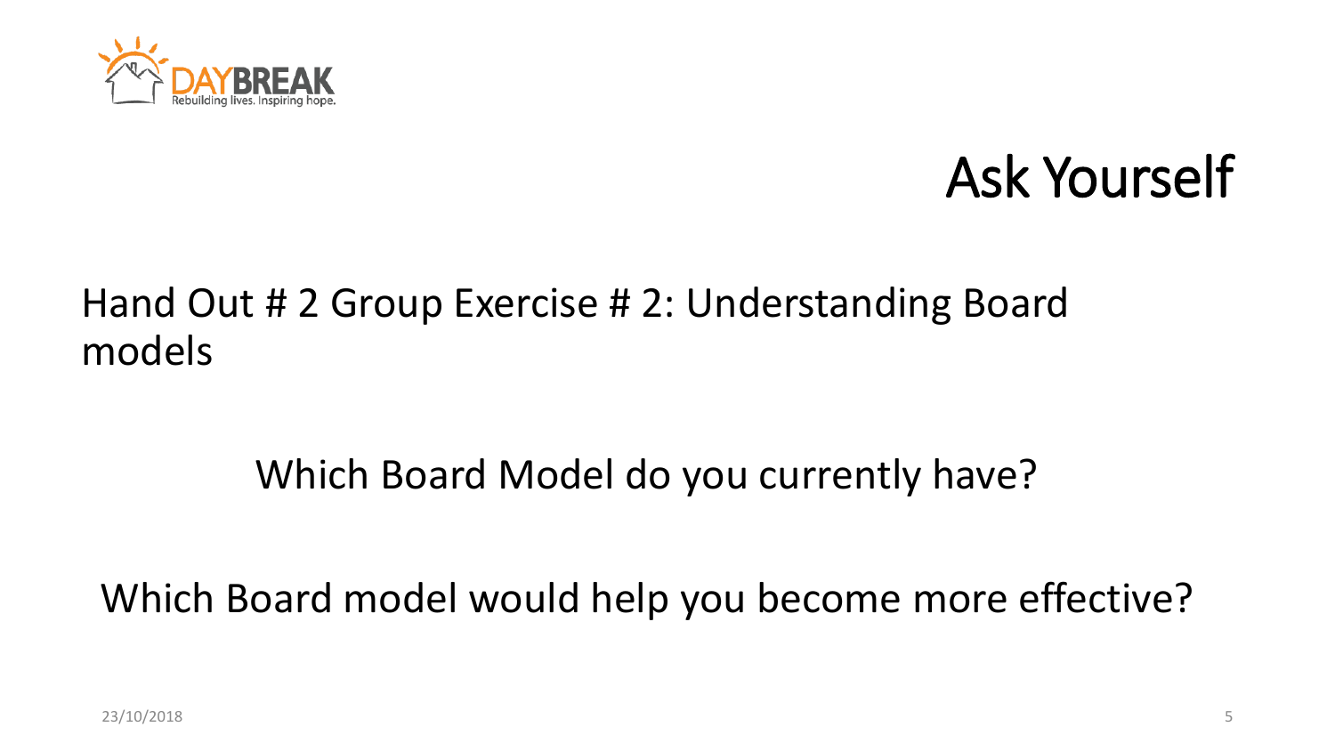# Ask Yourself

Hand Out # 2 Group Exercise # 2: Understanding Board models

Which Board Model do you currently have?

Which Board model would help you become more effective?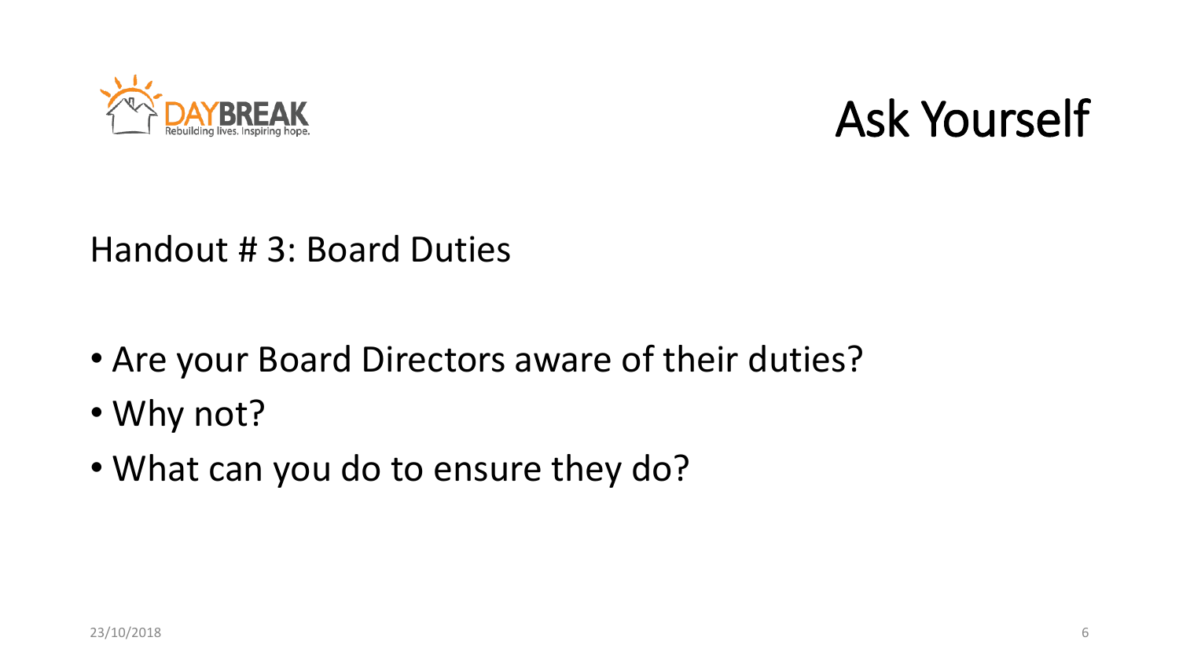# Ask Yourself

Handout # 3: Board Duties

- Are your Board Directors aware of their duties?
- Why not?
- What can you do to ensure they do?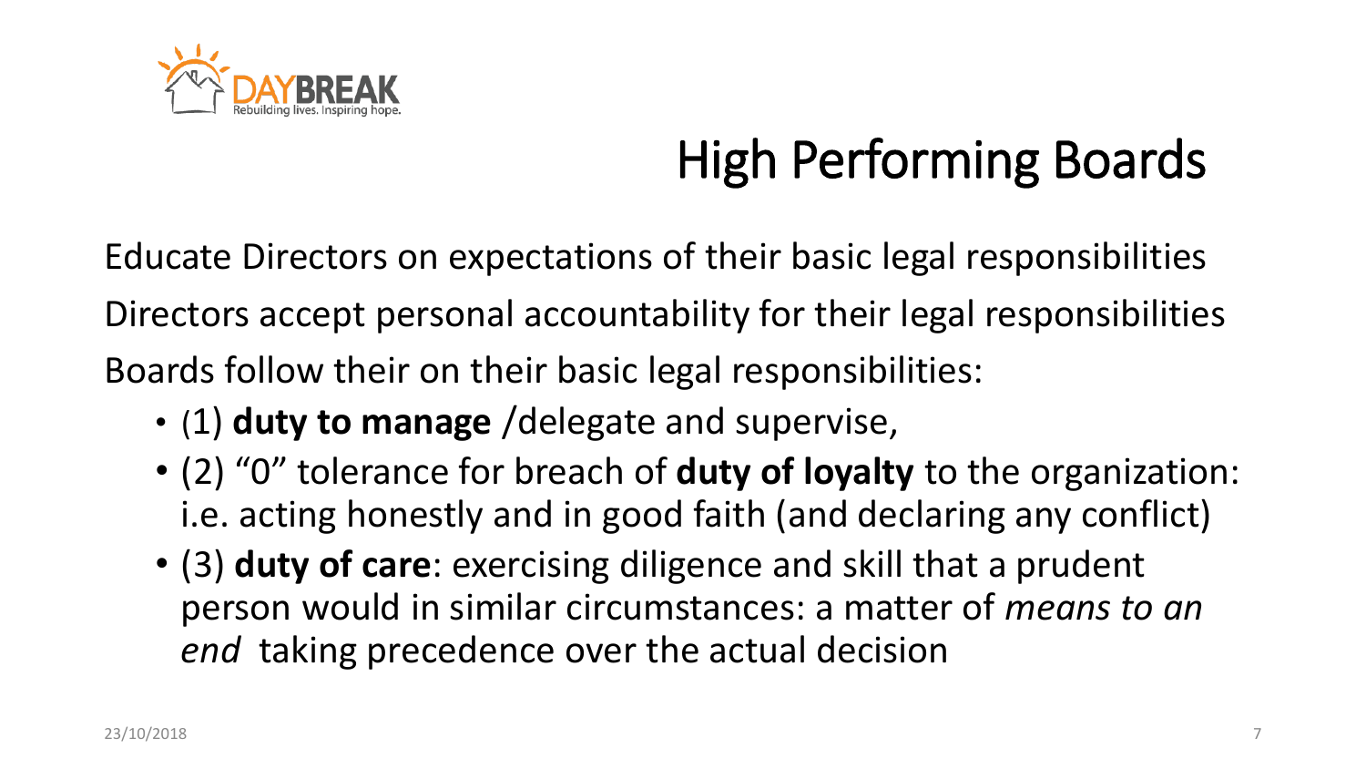# High Performing Boards

Educate Directors on expectations of their basic legal responsibilities

Directors accept personal accountability for their legal responsibilities

Boards follow their on their basic legal responsibilities:

- (1) **duty to manage** /delegate and supervise,
- (2) "0" tolerance for breach of **duty of loyalty** to the organization: i.e. acting honestly and in good faith (and declaring any conflict)
- (3) **duty of care**: exercising diligence and skill that a prudent person would in similar circumstances: a matter of *means to an end* taking precedence over the actual decision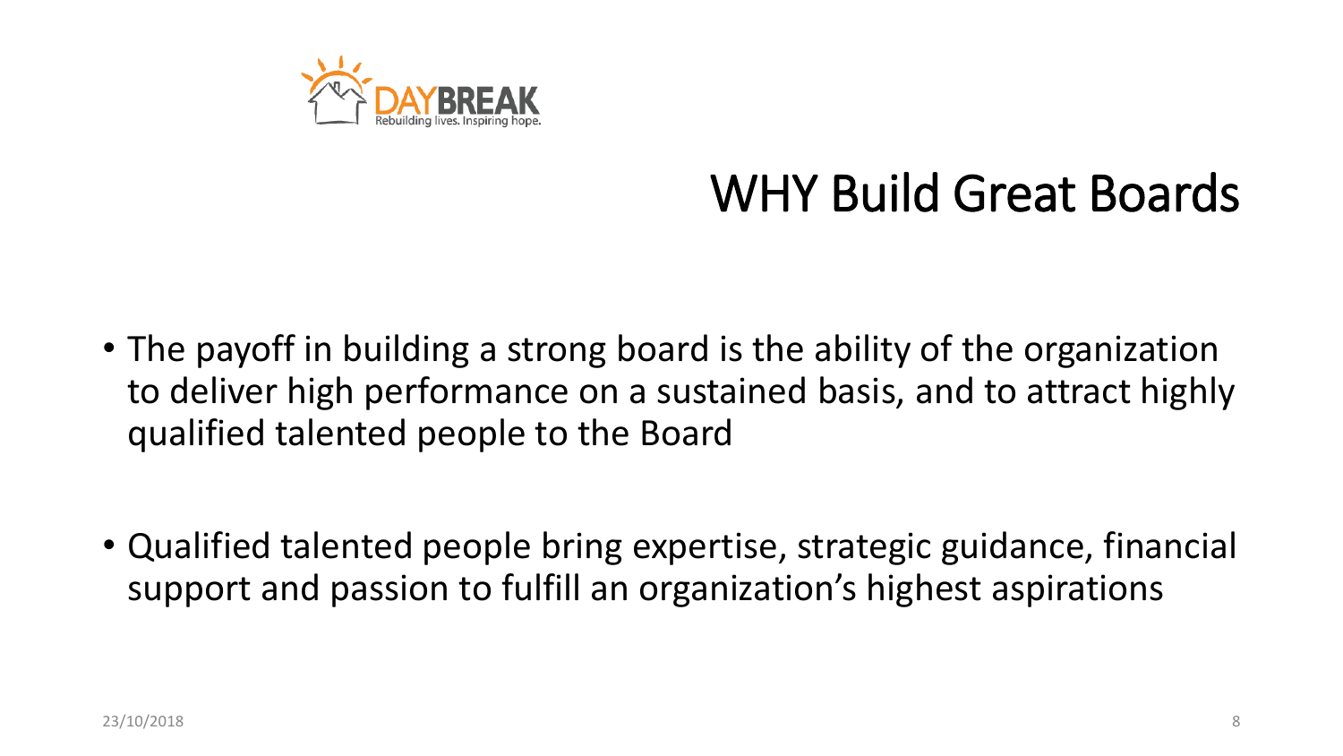# WHY Build Great Boards

- The payoff in building a strong board is the ability of the organization to deliver high performance on a sustained basis, and to attract highly qualified talented people to the Board

- Qualified talented people bring expertise, strategic guidance, financial support and passion to fulfill an organization's highest aspirations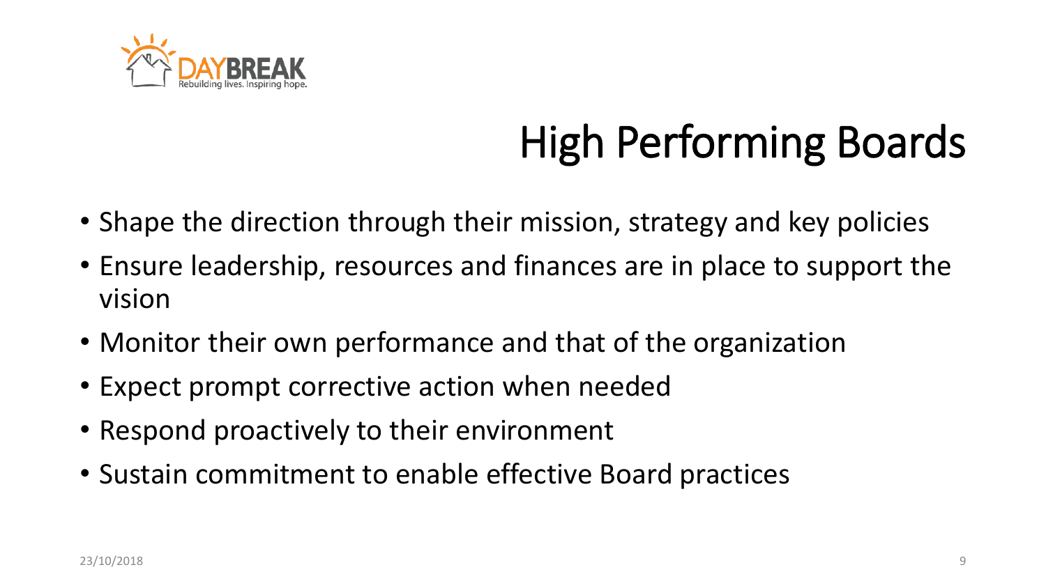# High Performing Boards

- Shape the direction through their mission, strategy and key policies
- Ensure leadership, resources and finances are in place to support the vision
- Monitor their own performance and that of the organization
- Expect prompt corrective action when needed
- Respond proactively to their environment
- Sustain commitment to enable effective Board practices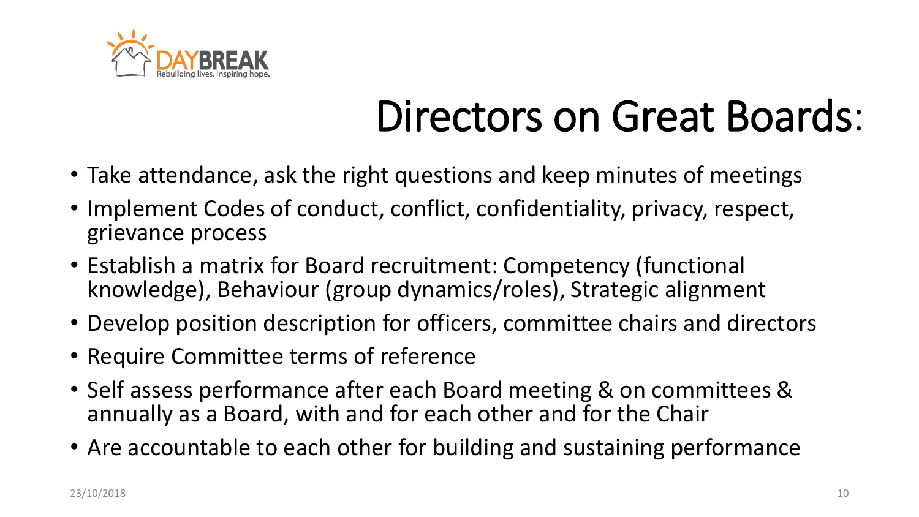# Directors on Great Boards:

- Take attendance, ask the right questions and keep minutes of meetings
- Implement Codes of conduct, conflict, confidentiality, privacy, respect, grievance process
- Establish a matrix for Board recruitment: Competency (functional knowledge), Behaviour (group dynamics/roles), Strategic alignment
- Develop position description for officers, committee chairs and directors
- Require Committee terms of reference
- Self assess performance after each Board meeting & on committees & annually as a Board, with and for each other and for the Chair
- Are accountable to each other for building and sustaining performance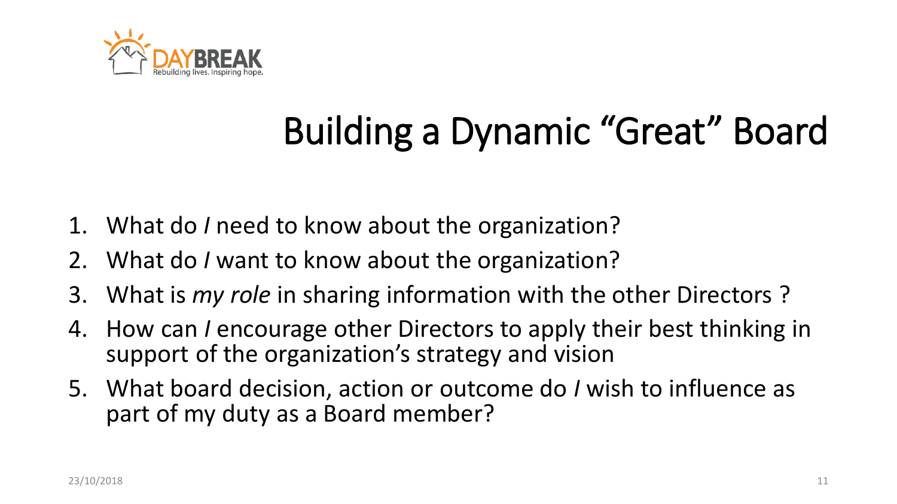DAYBREAK

Rebuilding lives. Inspiring hope.

# Building a Dynamic “Great” Board

1. What do *I* need to know about the organization?
2. What do *I* want to know about the organization?
3. What is *my role* in sharing information with the other Directors ?
4. How can *I* encourage other Directors to apply their best thinking in support of the organization’s strategy and vision
5. What board decision, action or outcome do *I* wish to influence as part of my duty as a Board member?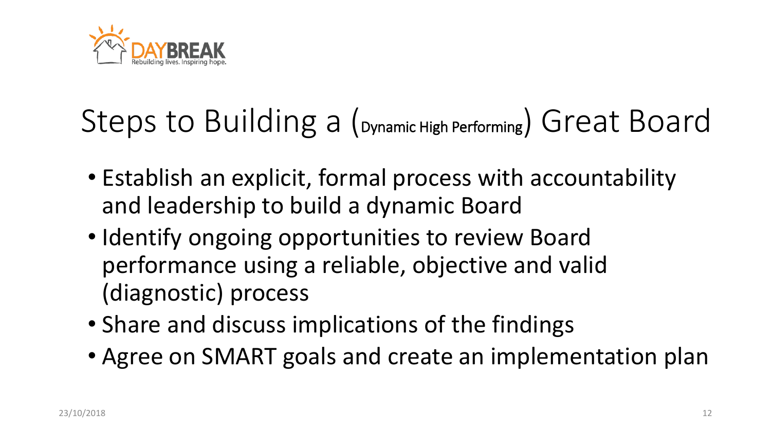# Steps to Building a (Dynamic High Performing) Great Board

- Establish an explicit, formal process with accountability and leadership to build a dynamic Board
- Identify ongoing opportunities to review Board performance using a reliable, objective and valid (diagnostic) process
- Share and discuss implications of the findings
- Agree on SMART goals and create an implementation plan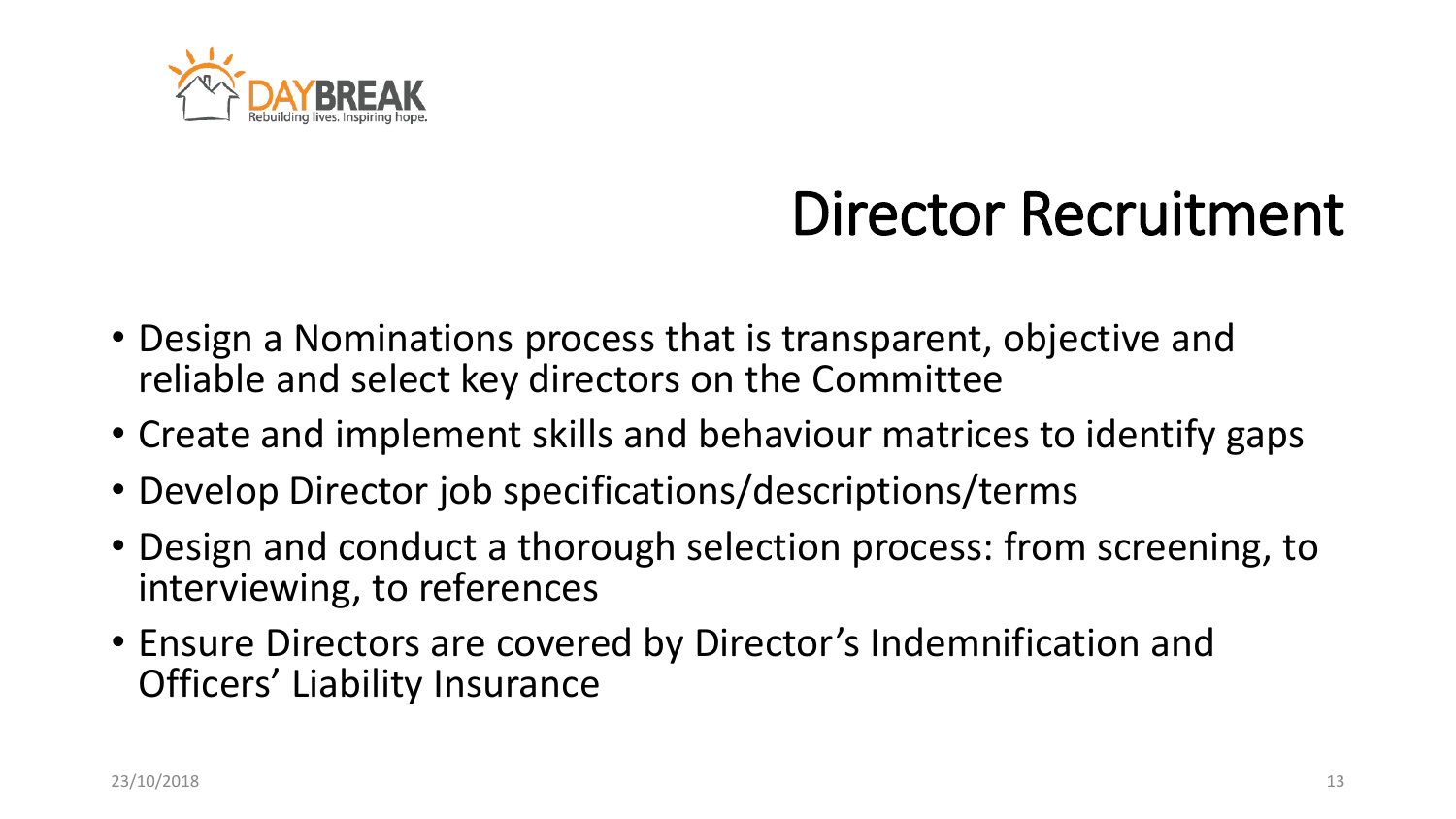# Director Recruitment

- Design a Nominations process that is transparent, objective and reliable and select key directors on the Committee
- Create and implement skills and behaviour matrices to identify gaps
- Develop Director job specifications/descriptions/terms
- Design and conduct a thorough selection process: from screening, to interviewing, to references
- Ensure Directors are covered by Director's Indemnification and Officers' Liability Insurance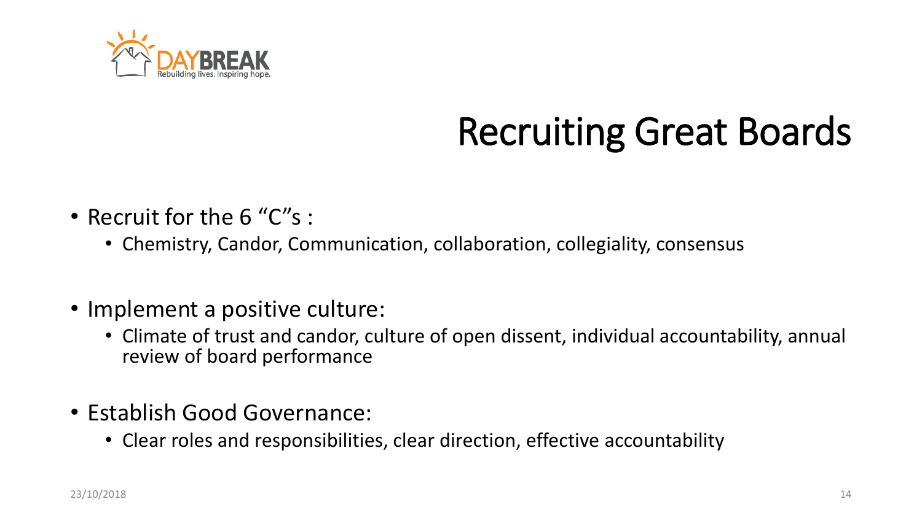# Recruiting Great Boards

- Recruit for the 6 "C"s :
  - Chemistry, Candor, Communication, collaboration, collegiality, consensus

- Implement a positive culture:
  - Climate of trust and candor, culture of open dissent, individual accountability, annual review of board performance

- Establish Good Governance:
  - Clear roles and responsibilities, clear direction, effective accountability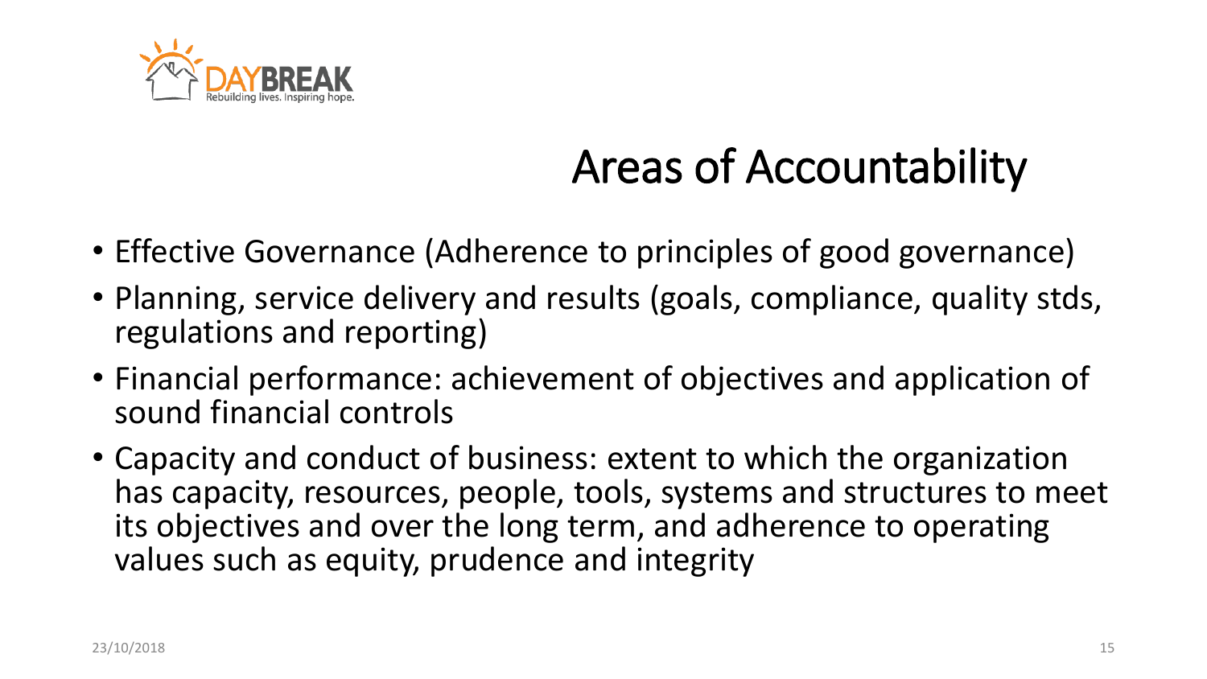# Areas of Accountability

- Effective Governance (Adherence to principles of good governance)
- Planning, service delivery and results (goals, compliance, quality stds, regulations and reporting)
- Financial performance: achievement of objectives and application of sound financial controls
- Capacity and conduct of business: extent to which the organization has capacity, resources, people, tools, systems and structures to meet its objectives and over the long term, and adherence to operating values such as equity, prudence and integrity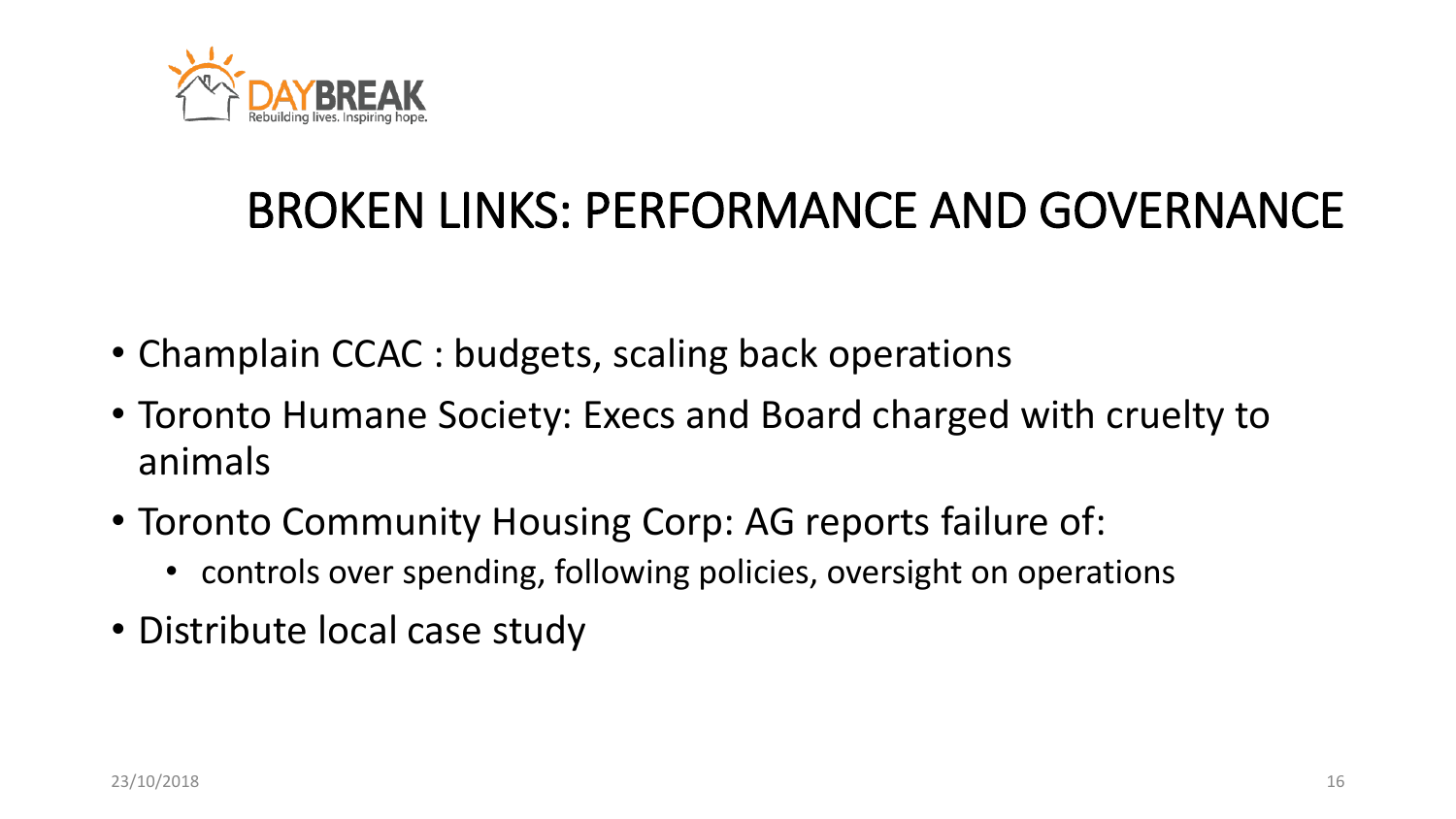# BROKEN LINKS: PERFORMANCE AND GOVERNANCE

- Champlain CCAC : budgets, scaling back operations
- Toronto Humane Society: Execs and Board charged with cruelty to animals
- Toronto Community Housing Corp: AG reports failure of:
  - controls over spending, following policies, oversight on operations
- Distribute local case study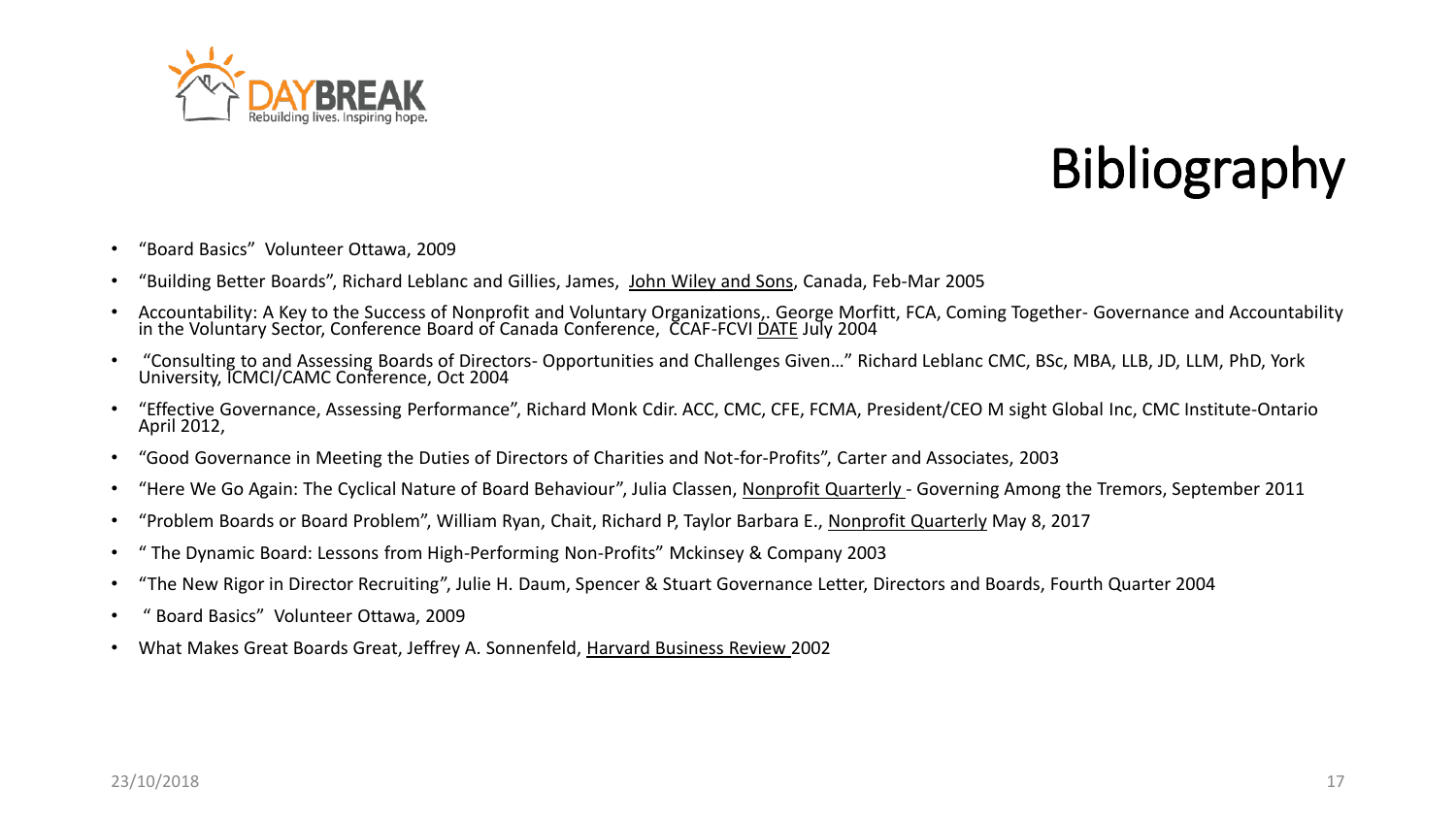# Bibliography

- "Board Basics" Volunteer Ottawa, 2009
- "Building Better Boards", Richard Leblanc and Gillies, James, John Wiley and Sons, Canada, Feb-Mar 2005
- Accountability: A Key to the Success of Nonprofit and Voluntary Organizations,. George Morfitt, FCA, Coming Together- Governance and Accountability in the Voluntary Sector, Conference Board of Canada Conference, CCAF-FCVI DATE July 2004
- "Consulting to and Assessing Boards of Directors- Opportunities and Challenges Given…" Richard Leblanc CMC, BSc, MBA, LLB, JD, LLM, PhD, York University, ICMCI/CAMC Conference, Oct 2004
- "Effective Governance, Assessing Performance", Richard Monk Cdir. ACC, CMC, CFE, FCMA, President/CEO M sight Global Inc, CMC Institute-Ontario April 2012,
- "Good Governance in Meeting the Duties of Directors of Charities and Not-for-Profits", Carter and Associates, 2003
- "Here We Go Again: The Cyclical Nature of Board Behaviour", Julia Classen, Nonprofit Quarterly - Governing Among the Tremors, September 2011
- "Problem Boards or Board Problem", William Ryan, Chait, Richard P, Taylor Barbara E., Nonprofit Quarterly May 8, 2017
- " The Dynamic Board: Lessons from High-Performing Non-Profits" Mckinsey & Company 2003
- "The New Rigor in Director Recruiting", Julie H. Daum, Spencer & Stuart Governance Letter, Directors and Boards, Fourth Quarter 2004
- " Board Basics" Volunteer Ottawa, 2009
- What Makes Great Boards Great, Jeffrey A. Sonnenfeld, Harvard Business Review 2002